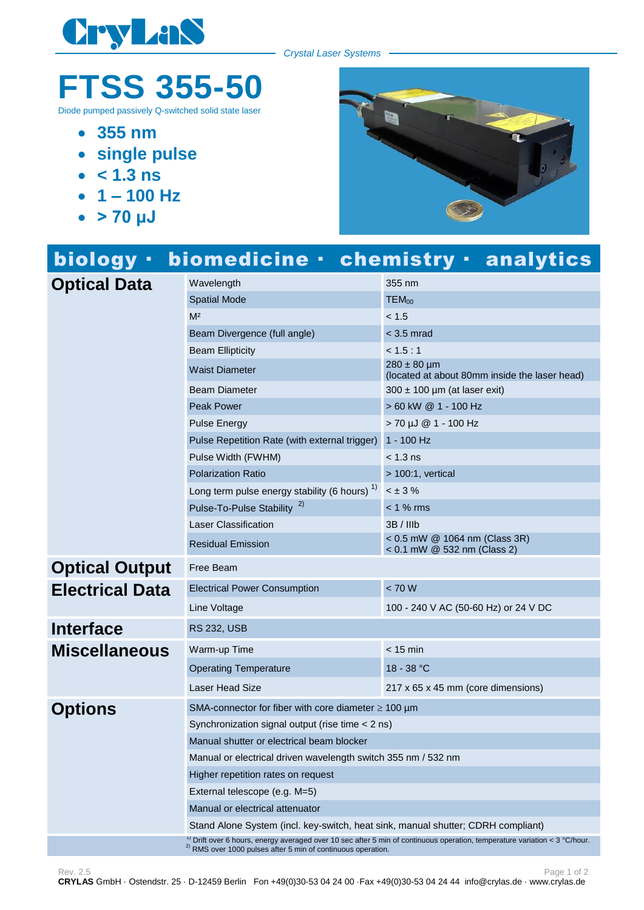CryLaS

*Crystal Laser Systems*

# FTSS 355-50

Diode pumped passively Q-switched solid state laser

- **355 nm**
- **single pulse**
- **< 1.3 ns**
- **1 – 100 Hz**
- **> 70 µJ**

## biology · biomedicine · chemistry · analytics

| | | |
|---|---|---|
| **Optical Data** | Wavelength | 355 nm |
| | Spatial Mode | $TEM_{00}$ |
| | $M^2$ | < 1.5 |
| | Beam Divergence (full angle) | < 3.5 mrad |
| | Beam Ellipticity | < 1.5 : 1 |
| | Waist Diameter | 280 ± 80 µm (located at about 80mm inside the laser head) |
| | Beam Diameter | 300 ± 100 µm (at laser exit) |
| | Peak Power | > 60 kW @ 1 - 100 Hz |
| | Pulse Energy | > 70 µJ @ 1 - 100 Hz |
| | Pulse Repetition Rate (with external trigger) | 1 - 100 Hz |
| | Pulse Width (FWHM) | < 1.3 ns |
| | Polarization Ratio | > 100:1, vertical |
| | Long term pulse energy stability (6 hours) [1)] | < ± 3 % |
| | Pulse-To-Pulse Stability [2)] | < 1 % rms |
| | Laser Classification | 3B / IIIb |
| | Residual Emission | < 0.5 mW @ 1064 nm (Class 3R)<br>< 0.1 mW @ 532 nm (Class 2) |
| **Optical Output** | Free Beam | |
| **Electrical Data** | Electrical Power Consumption | < 70 W |
| | Line Voltage | 100 - 240 V AC (50-60 Hz) or 24 V DC |
| **Interface** | RS 232, USB | |
| **Miscellaneous** | Warm-up Time | < 15 min |
| | Operating Temperature | 18 - 38 °C |
| | Laser Head Size | 217 x 65 x 45 mm (core dimensions) |
| **Options** | SMA-connector for fiber with core diameter ≥ 100 µm | |
| | Synchronization signal output (rise time < 2 ns) | |
| | Manual shutter or electrical beam blocker | |
| | Manual or electrical driven wavelength switch 355 nm / 532 nm | |
| | Higher repetition rates on request | |
| | External telescope (e.g. M=5) | |
| | Manual or electrical attenuator | |
| | Stand Alone System (incl. key-switch, heat sink, manual shutter; CDRH compliant) | |

[1)] Drift over 6 hours, energy averaged over 10 sec after 5 min of continuous operation, temperature variation < 3 °C/hour.
[2)] RMS over 1000 pulses after 5 min of continuous operation.

Rev. 2.5

**CRYLAS** GmbH · Ostendstr. 25 · D-12459 Berlin Fon +49(0)30-53 04 24 00 ·Fax +49(0)30-53 04 24 44 info@crylas.de · www.crylas.de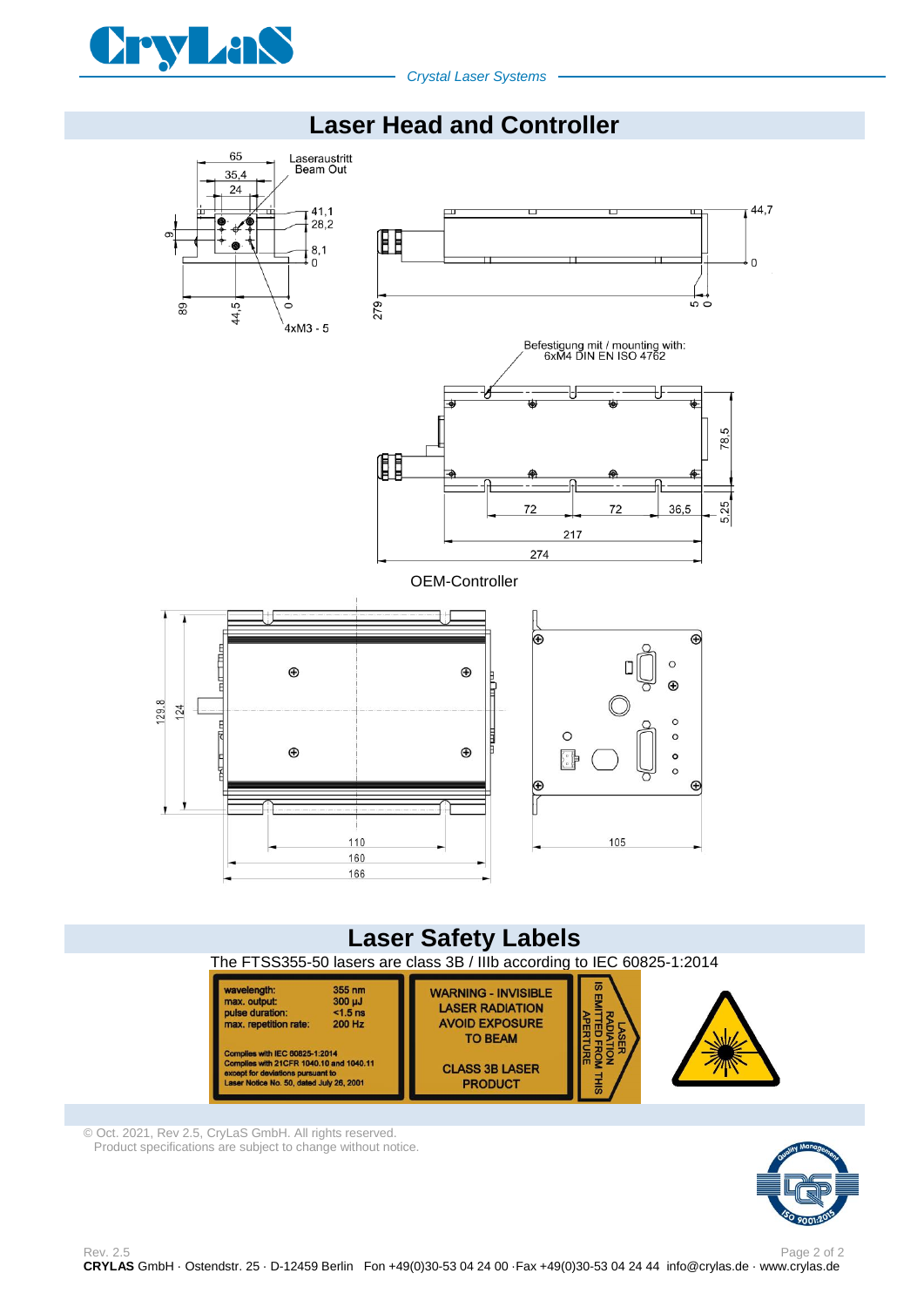## Laser Head and Controller

Laseraustritt
Beam Out

65
35,4
24
9
89
44,5
0
4xM3 - 5
41,1
28,2
8,1
0
279
44,7
0
5
0

Befestigung mit / mounting with:
6xM4 DIN EN ISO 4762

78,5
5,25
72
72
36,5
217
274

OEM-Controller

129,8
124
110
160
166
105

## Laser Safety Labels

The FTSS355-50 lasers are class 3B / IIIb according to IEC 60825-1:2014

| | |
|---|---|
| wavelength: | 355 nm |
| max. output: | 300 µJ |
| pulse duration: | <1.5 ns |
| max. repetition rate: | 200 Hz |

Complies with IEC 60825-1:2014
Complies with 21CFR 1040.10 and 1040.11 except for deviations pursuant to Laser Notice No. 50, dated July 26, 2001

WARNING - INVISIBLE LASER RADIATION AVOID EXPOSURE TO BEAM

CLASS 3B LASER PRODUCT

LASER RADIATION IS EMITTED FROM THIS APERTURE

© Oct. 2021, Rev 2.5, CryLaS GmbH. All rights reserved.
Product specifications are subject to change without notice.